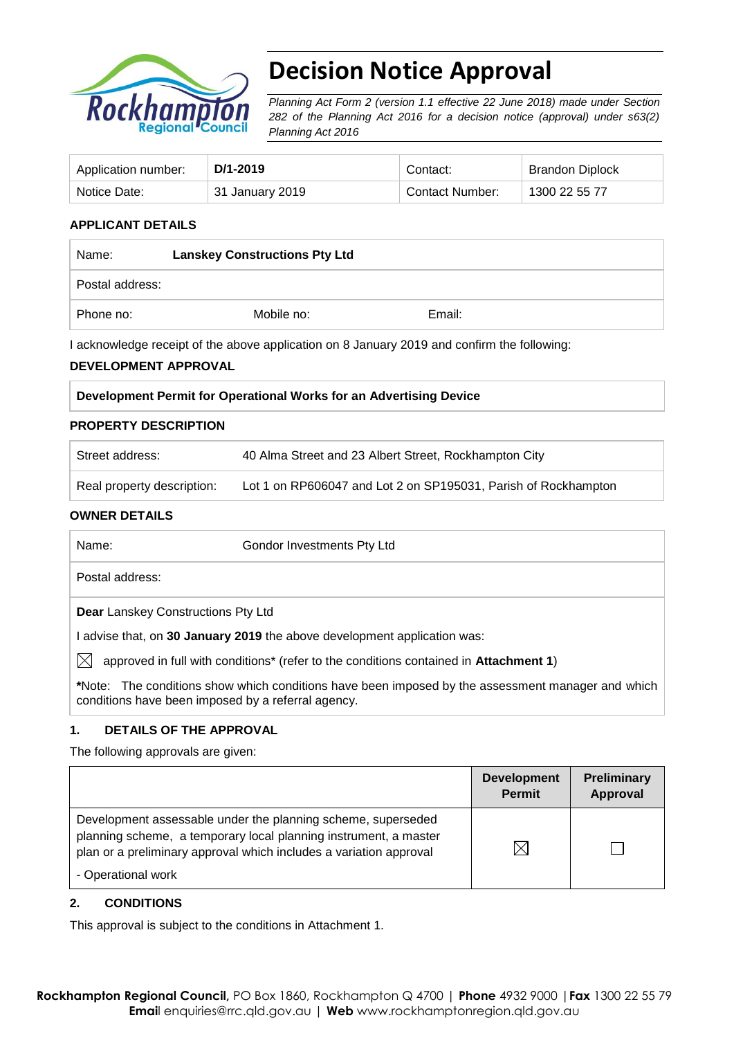# Decision Notice Approval

*Planning Act Form 2 (version 1.1 effective 22 June 2018) made under Section 282 of the Planning Act 2016 for a decision notice (approval) under s63(2) Planning Act 2016*

| Application number: | **D/1-2019** | Contact: | Brandon Diplock |
|---|---|---|---|
| Notice Date: | 31 January 2019 | Contact Number: | 1300 22 55 77 |

**APPLICANT DETAILS**

| Name: | **Lanskey Constructions Pty Ltd** | |
|---|---|---|
| Postal address: | | |
| Phone no: | Mobile no: | Email: |

I acknowledge receipt of the above application on 8 January 2019 and confirm the following:

**DEVELOPMENT APPROVAL**

| **Development Permit for Operational Works for an Advertising Device** |
|---|

**PROPERTY DESCRIPTION**

| Street address: | 40 Alma Street and 23 Albert Street, Rockhampton City |
|---|---|
| Real property description: | Lot 1 on RP606047 and Lot 2 on SP195031, Parish of Rockhampton |

**OWNER DETAILS**

| Name: | Gondor Investments Pty Ltd |
|---|---|
| Postal address: | |

**Dear** Lanskey Constructions Pty Ltd

I advise that, on **30 January 2019** the above development application was:

☒ approved in full with conditions* (refer to the conditions contained in **Attachment 1**)

***Note:** The conditions show which conditions have been imposed by the assessment manager and which conditions have been imposed by a referral agency.

## 1. DETAILS OF THE APPROVAL

The following approvals are given:

| | Development Permit | Preliminary Approval |
|---|---|---|
| Development assessable under the planning scheme, superseded planning scheme, a temporary local planning instrument, a master plan or a preliminary approval which includes a variation approval<br>- Operational work | ☒ | ☐ |

## 2. CONDITIONS

This approval is subject to the conditions in Attachment 1.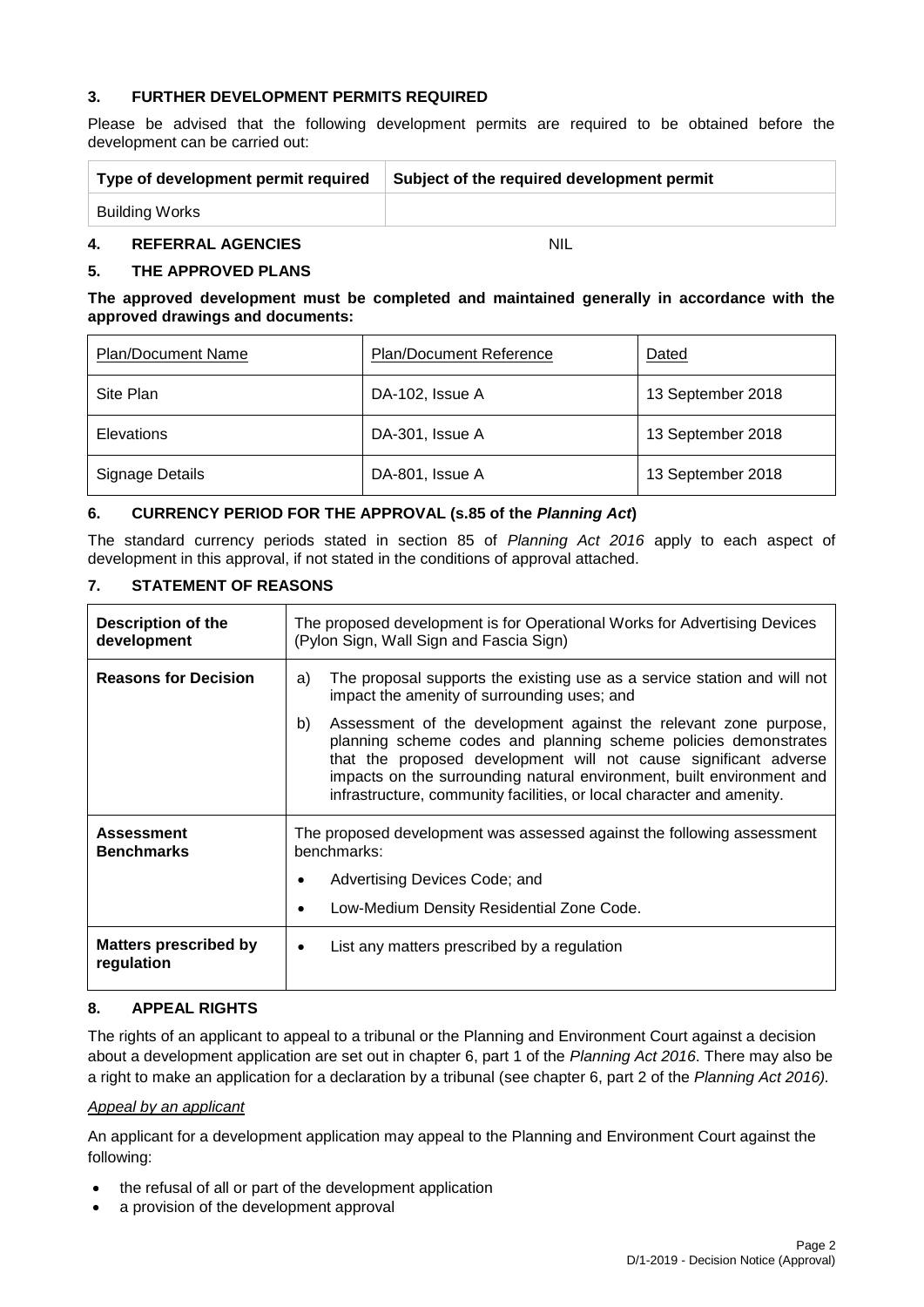## 3. FURTHER DEVELOPMENT PERMITS REQUIRED

Please be advised that the following development permits are required to be obtained before the development can be carried out:

| Type of development permit required | Subject of the required development permit |
|---|---|
| Building Works | |

## 4. REFERRAL AGENCIES NIL

## 5. THE APPROVED PLANS

**The approved development must be completed and maintained generally in accordance with the approved drawings and documents:**

| Plan/Document Name | Plan/Document Reference | Dated |
|---|---|---|
| Site Plan | DA-102, Issue A | 13 September 2018 |
| Elevations | DA-301, Issue A | 13 September 2018 |
| Signage Details | DA-801, Issue A | 13 September 2018 |

## 6. CURRENCY PERIOD FOR THE APPROVAL (s.85 of the *Planning Act*)

The standard currency periods stated in section 85 of *Planning Act 2016* apply to each aspect of development in this approval, if not stated in the conditions of approval attached.

## 7. STATEMENT OF REASONS

| | |
|---|---|
| **Description of the development** | The proposed development is for Operational Works for Advertising Devices (Pylon Sign, Wall Sign and Fascia Sign) |
| **Reasons for Decision** | a) The proposal supports the existing use as a service station and will not impact the amenity of surrounding uses; and<br>b) Assessment of the development against the relevant zone purpose, planning scheme codes and planning scheme policies demonstrates that the proposed development will not cause significant adverse impacts on the surrounding natural environment, built environment and infrastructure, community facilities, or local character and amenity. |
| **Assessment Benchmarks** | The proposed development was assessed against the following assessment benchmarks:<br>• Advertising Devices Code; and<br>• Low-Medium Density Residential Zone Code. |
| **Matters prescribed by regulation** | • List any matters prescribed by a regulation |

## 8. APPEAL RIGHTS

The rights of an applicant to appeal to a tribunal or the Planning and Environment Court against a decision about a development application are set out in chapter 6, part 1 of the *Planning Act 2016*. There may also be a right to make an application for a declaration by a tribunal (see chapter 6, part 2 of the *Planning Act 2016).*

*Appeal by an applicant*

An applicant for a development application may appeal to the Planning and Environment Court against the following:

- the refusal of all or part of the development application
- a provision of the development approval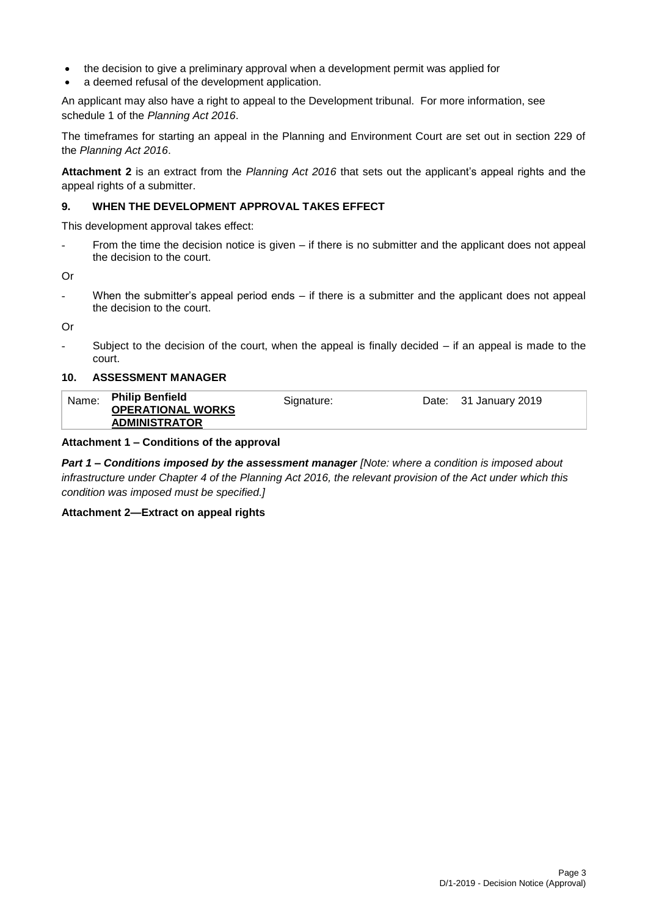- the decision to give a preliminary approval when a development permit was applied for
- a deemed refusal of the development application.

An applicant may also have a right to appeal to the Development tribunal. For more information, see schedule 1 of the *Planning Act 2016*.

The timeframes for starting an appeal in the Planning and Environment Court are set out in section 229 of the *Planning Act 2016*.

**Attachment 2** is an extract from the *Planning Act 2016* that sets out the applicant's appeal rights and the appeal rights of a submitter.

## 9. WHEN THE DEVELOPMENT APPROVAL TAKES EFFECT

This development approval takes effect:

- From the time the decision notice is given – if there is no submitter and the applicant does not appeal the decision to the court.

Or

- When the submitter's appeal period ends – if there is a submitter and the applicant does not appeal the decision to the court.

Or

- Subject to the decision of the court, when the appeal is finally decided – if an appeal is made to the court.

## 10. ASSESSMENT MANAGER

| Name: | **Philip Benfield** **OPERATIONAL WORKS ADMINISTRATOR** | Signature: | | Date: | 31 January 2019 |
|---|---|---|---|---|---|

**Attachment 1 – Conditions of the approval**

***Part 1 – Conditions imposed by the assessment manager*** *[Note: where a condition is imposed about infrastructure under Chapter 4 of the Planning Act 2016, the relevant provision of the Act under which this condition was imposed must be specified.]*

**Attachment 2—Extract on appeal rights**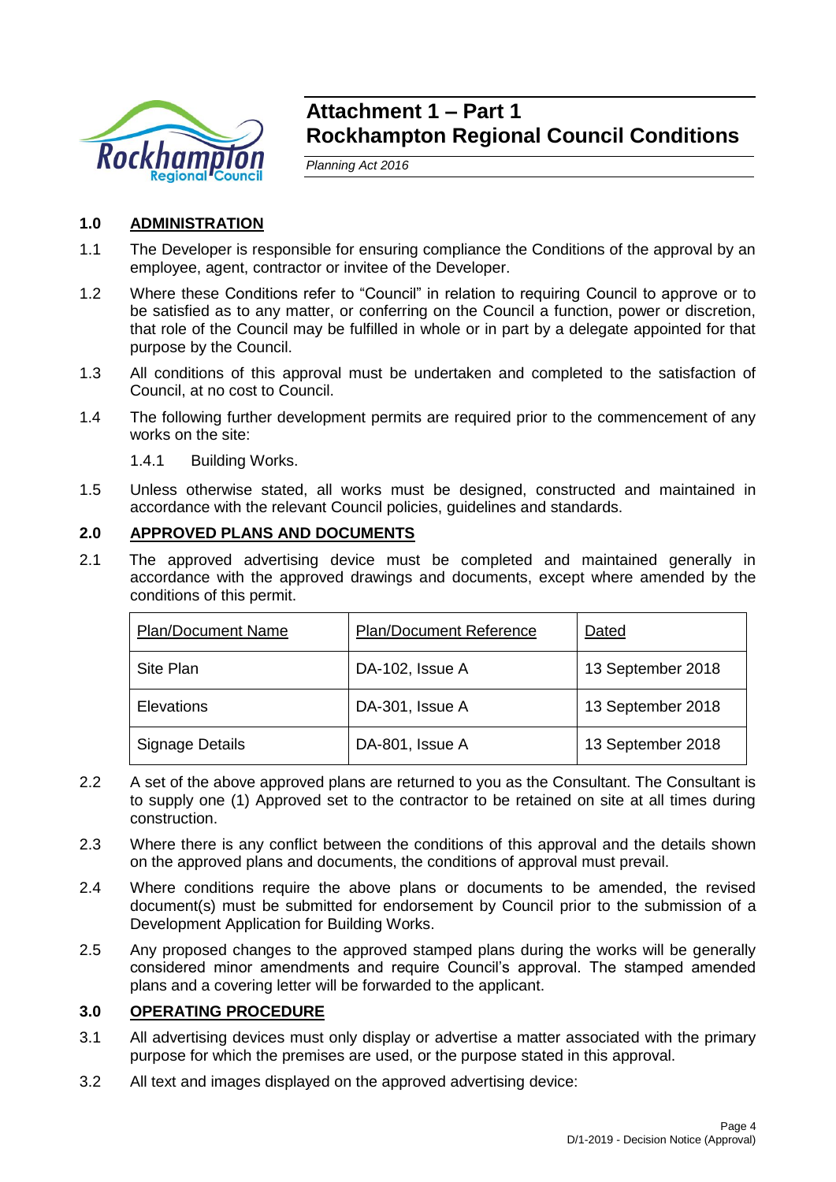# Attachment 1 – Part 1
# Rockhampton Regional Council Conditions

*Planning Act 2016*

## 1.0 ADMINISTRATION

1.1 The Developer is responsible for ensuring compliance the Conditions of the approval by an employee, agent, contractor or invitee of the Developer.

1.2 Where these Conditions refer to "Council" in relation to requiring Council to approve or to be satisfied as to any matter, or conferring on the Council a function, power or discretion, that role of the Council may be fulfilled in whole or in part by a delegate appointed for that purpose by the Council.

1.3 All conditions of this approval must be undertaken and completed to the satisfaction of Council, at no cost to Council.

1.4 The following further development permits are required prior to the commencement of any works on the site:

1.4.1 Building Works.

1.5 Unless otherwise stated, all works must be designed, constructed and maintained in accordance with the relevant Council policies, guidelines and standards.

## 2.0 APPROVED PLANS AND DOCUMENTS

2.1 The approved advertising device must be completed and maintained generally in accordance with the approved drawings and documents, except where amended by the conditions of this permit.

| Plan/Document Name | Plan/Document Reference | Dated |
|---|---|---|
| Site Plan | DA-102, Issue A | 13 September 2018 |
| Elevations | DA-301, Issue A | 13 September 2018 |
| Signage Details | DA-801, Issue A | 13 September 2018 |

2.2 A set of the above approved plans are returned to you as the Consultant. The Consultant is to supply one (1) Approved set to the contractor to be retained on site at all times during construction.

2.3 Where there is any conflict between the conditions of this approval and the details shown on the approved plans and documents, the conditions of approval must prevail.

2.4 Where conditions require the above plans or documents to be amended, the revised document(s) must be submitted for endorsement by Council prior to the submission of a Development Application for Building Works.

2.5 Any proposed changes to the approved stamped plans during the works will be generally considered minor amendments and require Council's approval. The stamped amended plans and a covering letter will be forwarded to the applicant.

## 3.0 OPERATING PROCEDURE

3.1 All advertising devices must only display or advertise a matter associated with the primary purpose for which the premises are used, or the purpose stated in this approval.

3.2 All text and images displayed on the approved advertising device: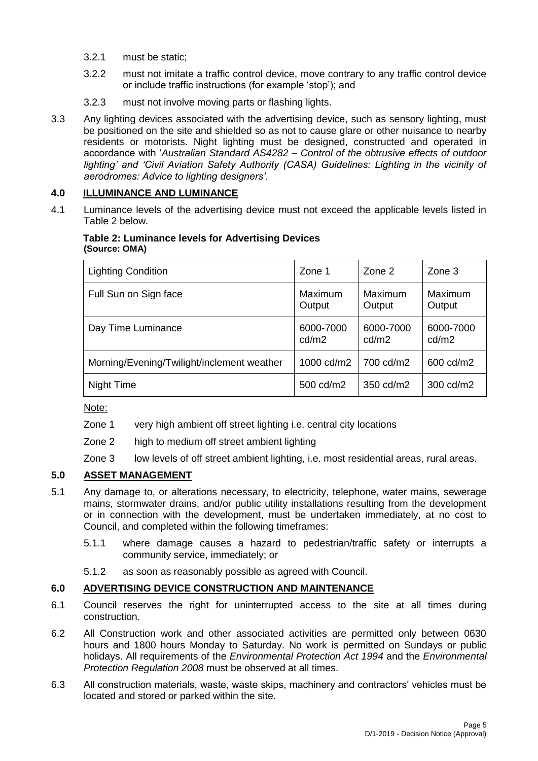3.2.1 must be static;

3.2.2 must not imitate a traffic control device, move contrary to any traffic control device or include traffic instructions (for example 'stop'); and

3.2.3 must not involve moving parts or flashing lights.

3.3 Any lighting devices associated with the advertising device, such as sensory lighting, must be positioned on the site and shielded so as not to cause glare or other nuisance to nearby residents or motorists. Night lighting must be designed, constructed and operated in accordance with '*Australian Standard AS4282 – Control of the obtrusive effects of outdoor lighting' and 'Civil Aviation Safety Authority (CASA) Guidelines: Lighting in the vicinity of aerodromes: Advice to lighting designers'.*

## 4.0 ILLUMINANCE AND LUMINANCE

4.1 Luminance levels of the advertising device must not exceed the applicable levels listed in Table 2 below.

**Table 2: Luminance levels for Advertising Devices**
**(Source: OMA)**

| Lighting Condition | Zone 1 | Zone 2 | Zone 3 |
|---|---|---|---|
| Full Sun on Sign face | Maximum Output | Maximum Output | Maximum Output |
| Day Time Luminance | 6000-7000 cd/m2 | 6000-7000 cd/m2 | 6000-7000 cd/m2 |
| Morning/Evening/Twilight/inclement weather | 1000 cd/m2 | 700 cd/m2 | 600 cd/m2 |
| Night Time | 500 cd/m2 | 350 cd/m2 | 300 cd/m2 |

Note:

Zone 1 very high ambient off street lighting i.e. central city locations

Zone 2 high to medium off street ambient lighting

Zone 3 low levels of off street ambient lighting, i.e. most residential areas, rural areas.

## 5.0 ASSET MANAGEMENT

5.1 Any damage to, or alterations necessary, to electricity, telephone, water mains, sewerage mains, stormwater drains, and/or public utility installations resulting from the development or in connection with the development, must be undertaken immediately, at no cost to Council, and completed within the following timeframes:

5.1.1 where damage causes a hazard to pedestrian/traffic safety or interrupts a community service, immediately; or

5.1.2 as soon as reasonably possible as agreed with Council.

## 6.0 ADVERTISING DEVICE CONSTRUCTION AND MAINTENANCE

6.1 Council reserves the right for uninterrupted access to the site at all times during construction.

6.2 All Construction work and other associated activities are permitted only between 0630 hours and 1800 hours Monday to Saturday. No work is permitted on Sundays or public holidays. All requirements of the *Environmental Protection Act 1994* and the *Environmental Protection Regulation 2008* must be observed at all times.

6.3 All construction materials, waste, waste skips, machinery and contractors' vehicles must be located and stored or parked within the site.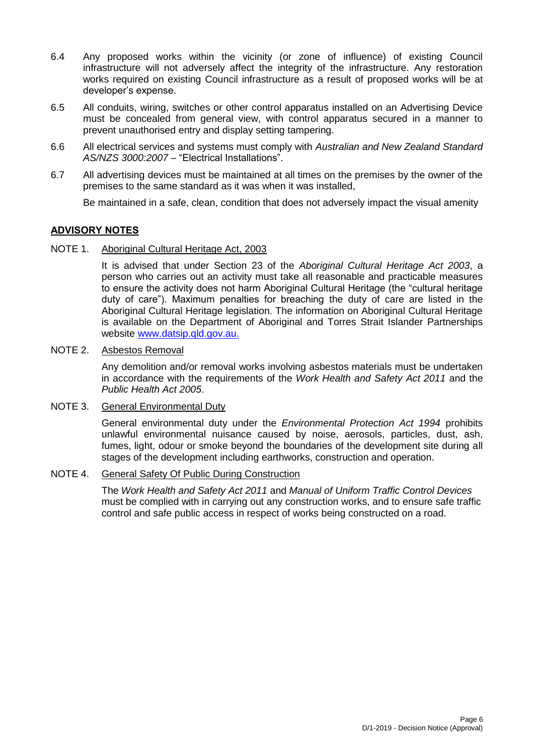6.4 Any proposed works within the vicinity (or zone of influence) of existing Council infrastructure will not adversely affect the integrity of the infrastructure. Any restoration works required on existing Council infrastructure as a result of proposed works will be at developer's expense.

6.5 All conduits, wiring, switches or other control apparatus installed on an Advertising Device must be concealed from general view, with control apparatus secured in a manner to prevent unauthorised entry and display setting tampering.

6.6 All electrical services and systems must comply with *Australian and New Zealand Standard AS/NZS 3000:2007* – "Electrical Installations".

6.7 All advertising devices must be maintained at all times on the premises by the owner of the premises to the same standard as it was when it was installed,

Be maintained in a safe, clean, condition that does not adversely impact the visual amenity

## ADVISORY NOTES

NOTE 1. Aboriginal Cultural Heritage Act, 2003

It is advised that under Section 23 of the *Aboriginal Cultural Heritage Act 2003*, a person who carries out an activity must take all reasonable and practicable measures to ensure the activity does not harm Aboriginal Cultural Heritage (the "cultural heritage duty of care"). Maximum penalties for breaching the duty of care are listed in the Aboriginal Cultural Heritage legislation. The information on Aboriginal Cultural Heritage is available on the Department of Aboriginal and Torres Strait Islander Partnerships website www.datsip.qld.gov.au.

NOTE 2. Asbestos Removal

Any demolition and/or removal works involving asbestos materials must be undertaken in accordance with the requirements of the *Work Health and Safety Act 2011* and the *Public Health Act 2005*.

NOTE 3. General Environmental Duty

General environmental duty under the *Environmental Protection Act 1994* prohibits unlawful environmental nuisance caused by noise, aerosols, particles, dust, ash, fumes, light, odour or smoke beyond the boundaries of the development site during all stages of the development including earthworks, construction and operation.

NOTE 4. General Safety Of Public During Construction

The *Work Health and Safety Act 2011* and *Manual of Uniform Traffic Control Devices* must be complied with in carrying out any construction works, and to ensure safe traffic control and safe public access in respect of works being constructed on a road.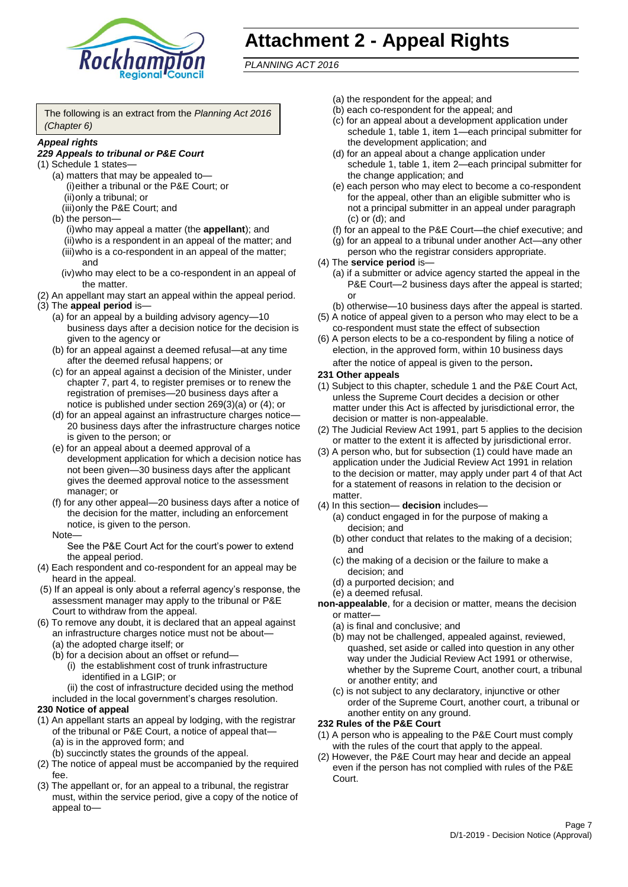# Attachment 2 - Appeal Rights

*PLANNING ACT 2016*

The following is an extract from the *Planning Act 2016 (Chapter 6)*

***Appeal rights***

***229 Appeals to tribunal or P&E Court***

(1) Schedule 1 states—
   - (a) matters that may be appealed to—
     - (i) either a tribunal or the P&E Court; or
     - (ii) only a tribunal; or
     - (iii) only the P&E Court; and
   - (b) the person—
     - (i) who may appeal a matter (the **appellant**); and
     - (ii) who is a respondent in an appeal of the matter; and
     - (iii) who is a co-respondent in an appeal of the matter; and
     - (iv) who may elect to be a co-respondent in an appeal of the matter.

(2) An appellant may start an appeal within the appeal period.

(3) The **appeal period** is—
   - (a) for an appeal by a building advisory agency—10 business days after a decision notice for the decision is given to the agency or
   - (b) for an appeal against a deemed refusal—at any time after the deemed refusal happens; or
   - (c) for an appeal against a decision of the Minister, under chapter 7, part 4, to register premises or to renew the registration of premises—20 business days after a notice is published under section 269(3)(a) or (4); or
   - (d) for an appeal against an infrastructure charges notice—20 business days after the infrastructure charges notice is given to the person; or
   - (e) for an appeal about a deemed approval of a development application for which a decision notice has not been given—30 business days after the applicant gives the deemed approval notice to the assessment manager; or
   - (f) for any other appeal—20 business days after a notice of the decision for the matter, including an enforcement notice, is given to the person.

   Note—

   See the P&E Court Act for the court's power to extend the appeal period.

(4) Each respondent and co-respondent for an appeal may be heard in the appeal.

(5) If an appeal is only about a referral agency's response, the assessment manager may apply to the tribunal or P&E Court to withdraw from the appeal.

(6) To remove any doubt, it is declared that an appeal against an infrastructure charges notice must not be about—
   - (a) the adopted charge itself; or
   - (b) for a decision about an offset or refund—
     - (i) the establishment cost of trunk infrastructure identified in a LGIP; or
     - (ii) the cost of infrastructure decided using the method

   included in the local government's charges resolution.

**230 Notice of appeal**

(1) An appellant starts an appeal by lodging, with the registrar of the tribunal or P&E Court, a notice of appeal that—
   - (a) is in the approved form; and
   - (b) succinctly states the grounds of the appeal.

(2) The notice of appeal must be accompanied by the required fee.

(3) The appellant or, for an appeal to a tribunal, the registrar must, within the service period, give a copy of the notice of appeal to—
   - (a) the respondent for the appeal; and
   - (b) each co-respondent for the appeal; and
   - (c) for an appeal about a development application under schedule 1, table 1, item 1—each principal submitter for the development application; and
   - (d) for an appeal about a change application under schedule 1, table 1, item 2—each principal submitter for the change application; and
   - (e) each person who may elect to become a co-respondent for the appeal, other than an eligible submitter who is not a principal submitter in an appeal under paragraph (c) or (d); and
   - (f) for an appeal to the P&E Court—the chief executive; and
   - (g) for an appeal to a tribunal under another Act—any other person who the registrar considers appropriate.

(4) The **service period** is—
   - (a) if a submitter or advice agency started the appeal in the P&E Court—2 business days after the appeal is started; or
   - (b) otherwise—10 business days after the appeal is started.

(5) A notice of appeal given to a person who may elect to be a co-respondent must state the effect of subsection

(6) A person elects to be a co-respondent by filing a notice of election, in the approved form, within 10 business days after the notice of appeal is given to the person**.**

**231 Other appeals**

(1) Subject to this chapter, schedule 1 and the P&E Court Act, unless the Supreme Court decides a decision or other matter under this Act is affected by jurisdictional error, the decision or matter is non-appealable.

(2) The Judicial Review Act 1991, part 5 applies to the decision or matter to the extent it is affected by jurisdictional error.

(3) A person who, but for subsection (1) could have made an application under the Judicial Review Act 1991 in relation to the decision or matter, may apply under part 4 of that Act for a statement of reasons in relation to the decision or matter.

(4) In this section— **decision** includes—
   - (a) conduct engaged in for the purpose of making a decision; and
   - (b) other conduct that relates to the making of a decision; and
   - (c) the making of a decision or the failure to make a decision; and
   - (d) a purported decision; and
   - (e) a deemed refusal.

**non-appealable**, for a decision or matter, means the decision or matter—
   - (a) is final and conclusive; and
   - (b) may not be challenged, appealed against, reviewed, quashed, set aside or called into question in any other way under the Judicial Review Act 1991 or otherwise, whether by the Supreme Court, another court, a tribunal or another entity; and
   - (c) is not subject to any declaratory, injunctive or other order of the Supreme Court, another court, a tribunal or another entity on any ground.

**232 Rules of the P&E Court**

(1) A person who is appealing to the P&E Court must comply with the rules of the court that apply to the appeal.

(2) However, the P&E Court may hear and decide an appeal even if the person has not complied with rules of the P&E Court.

D/1-2019 - Decision Notice (Approval)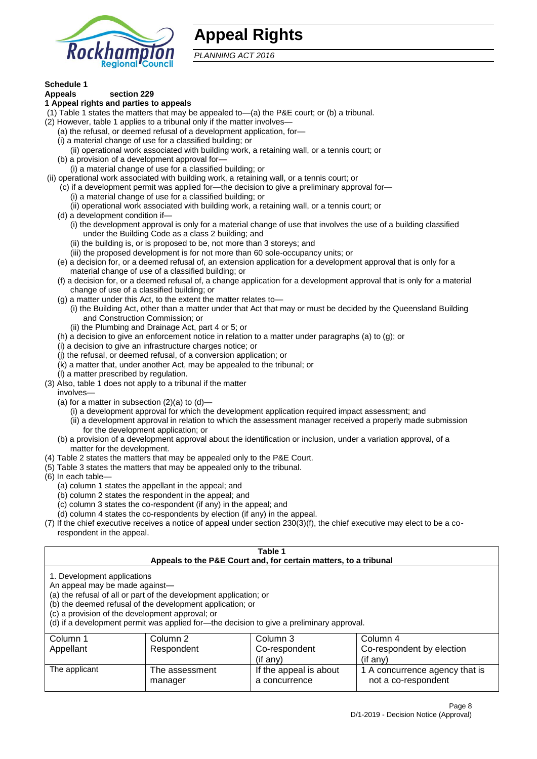# Appeal Rights

*PLANNING ACT 2016*

**Schedule 1**

**Appeals section 229**

**1 Appeal rights and parties to appeals**

(1) Table 1 states the matters that may be appealed to—(a) the P&E court; or (b) a tribunal.

(2) However, table 1 applies to a tribunal only if the matter involves—

- (a) the refusal, or deemed refusal of a development application, for—
  - (i) a material change of use for a classified building; or
  - (ii) operational work associated with building work, a retaining wall, or a tennis court; or
- (b) a provision of a development approval for—
  - (i) a material change of use for a classified building; or
  - (ii) operational work associated with building work, a retaining wall, or a tennis court; or
- (c) if a development permit was applied for—the decision to give a preliminary approval for—
  - (i) a material change of use for a classified building; or
  - (ii) operational work associated with building work, a retaining wall, or a tennis court; or
- (d) a development condition if—
  - (i) the development approval is only for a material change of use that involves the use of a building classified under the Building Code as a class 2 building; and
  - (ii) the building is, or is proposed to be, not more than 3 storeys; and
  - (iii) the proposed development is for not more than 60 sole-occupancy units; or
- (e) a decision for, or a deemed refusal of, an extension application for a development approval that is only for a material change of use of a classified building; or
- (f) a decision for, or a deemed refusal of, a change application for a development approval that is only for a material change of use of a classified building; or
- (g) a matter under this Act, to the extent the matter relates to—
  - (i) the Building Act, other than a matter under that Act that may or must be decided by the Queensland Building and Construction Commission; or
  - (ii) the Plumbing and Drainage Act, part 4 or 5; or
- (h) a decision to give an enforcement notice in relation to a matter under paragraphs (a) to (g); or
- (i) a decision to give an infrastructure charges notice; or
- (j) the refusal, or deemed refusal, of a conversion application; or
- (k) a matter that, under another Act, may be appealed to the tribunal; or
- (l) a matter prescribed by regulation.

(3) Also, table 1 does not apply to a tribunal if the matter involves—

- (a) for a matter in subsection (2)(a) to (d)—
  - (i) a development approval for which the development application required impact assessment; and
  - (ii) a development approval in relation to which the assessment manager received a properly made submission for the development application; or
- (b) a provision of a development approval about the identification or inclusion, under a variation approval, of a matter for the development.

(4) Table 2 states the matters that may be appealed only to the P&E Court.

(5) Table 3 states the matters that may be appealed only to the tribunal.

(6) In each table—

- (a) column 1 states the appellant in the appeal; and
- (b) column 2 states the respondent in the appeal; and
- (c) column 3 states the co-respondent (if any) in the appeal; and
- (d) column 4 states the co-respondents by election (if any) in the appeal.

(7) If the chief executive receives a notice of appeal under section 230(3)(f), the chief executive may elect to be a co-respondent in the appeal.

**Table 1**
**Appeals to the P&E Court and, for certain matters, to a tribunal**

1. Development applications

An appeal may be made against—

(a) the refusal of all or part of the development application; or
(b) the deemed refusal of the development application; or
(c) a provision of the development approval; or
(d) if a development permit was applied for—the decision to give a preliminary approval.

| Column 1<br>Appellant | Column 2<br>Respondent | Column 3<br>Co-respondent<br>(if any) | Column 4<br>Co-respondent by election<br>(if any) |
|---|---|---|---|
| The applicant | The assessment manager | If the appeal is about a concurrence | 1 A concurrence agency that is not a co-respondent |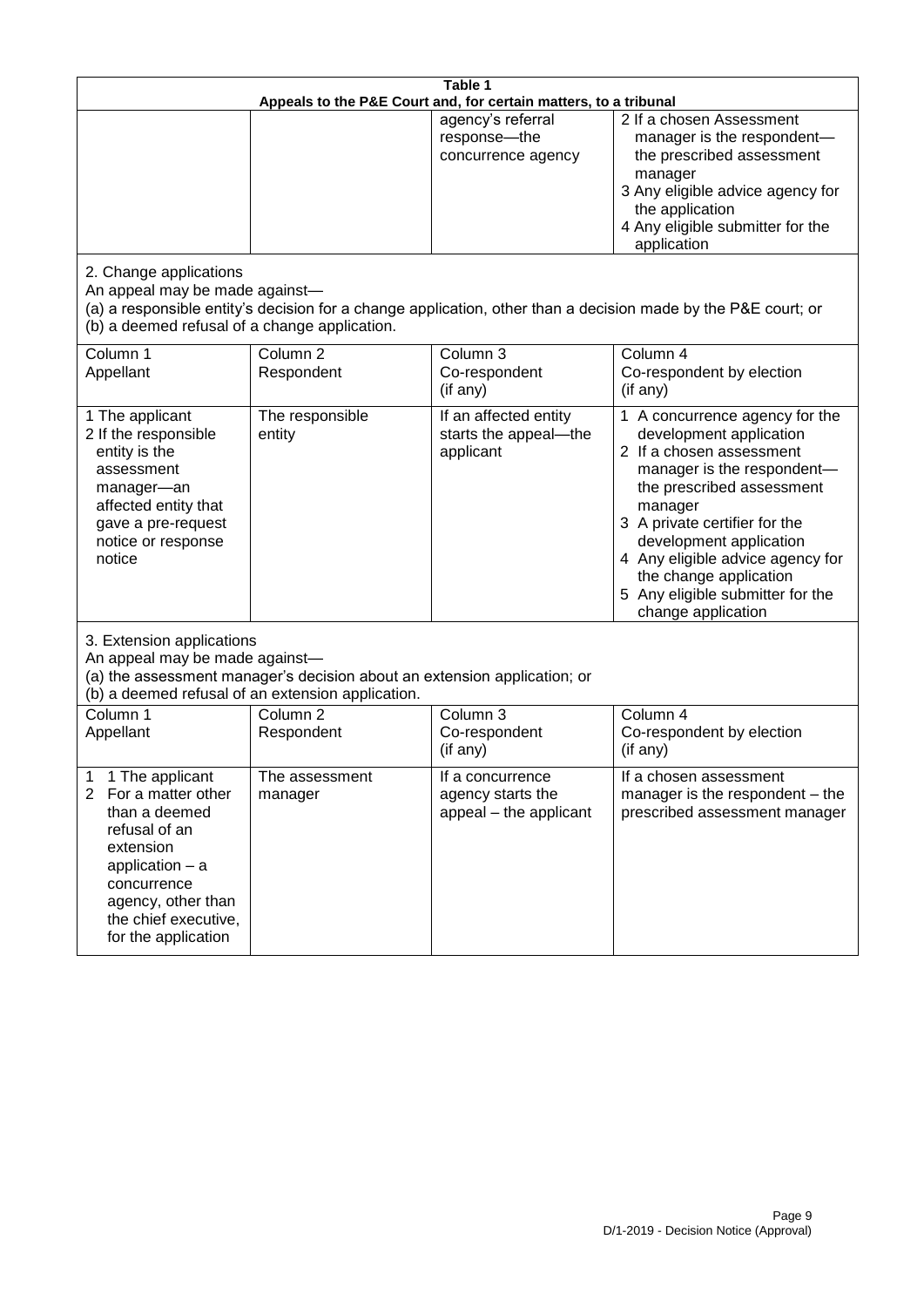**Table 1**
**Appeals to the P&E Court and, for certain matters, to a tribunal**

| | | | |
|---|---|---|---|
| | | agency's referral response—the concurrence agency | 2 If a chosen Assessment manager is the respondent—the prescribed assessment manager<br>3 Any eligible advice agency for the application<br>4 Any eligible submitter for the application |

2. Change applications

An appeal may be made against—
(a) a responsible entity's decision for a change application, other than a decision made by the P&E court; or
(b) a deemed refusal of a change application.

| Column 1<br>Appellant | Column 2<br>Respondent | Column 3<br>Co-respondent<br>(if any) | Column 4<br>Co-respondent by election<br>(if any) |
|---|---|---|---|
| 1 The applicant<br>2 If the responsible entity is the assessment manager—an affected entity that gave a pre-request notice or response notice | The responsible entity | If an affected entity starts the appeal—the applicant | 1 A concurrence agency for the development application<br>2 If a chosen assessment manager is the respondent—the prescribed assessment manager<br>3 A private certifier for the development application<br>4 Any eligible advice agency for the change application<br>5 Any eligible submitter for the change application |

3. Extension applications

An appeal may be made against—
(a) the assessment manager's decision about an extension application; or
(b) a deemed refusal of an extension application.

| Column 1<br>Appellant | Column 2<br>Respondent | Column 3<br>Co-respondent<br>(if any) | Column 4<br>Co-respondent by election<br>(if any) |
|---|---|---|---|
| 1 1 The applicant<br>2 For a matter other than a deemed refusal of an extension application – a concurrence agency, other than the chief executive, for the application | The assessment manager | If a concurrence agency starts the appeal – the applicant | If a chosen assessment manager is the respondent – the prescribed assessment manager |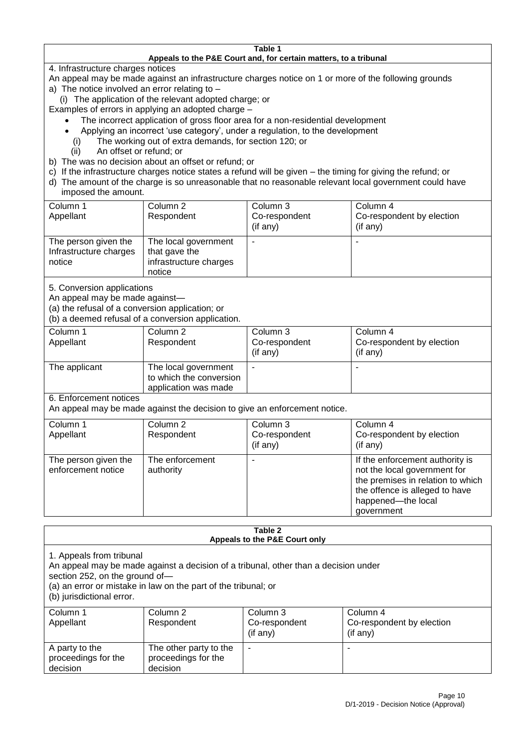**Table 1**
**Appeals to the P&E Court and, for certain matters, to a tribunal**

4. Infrastructure charges notices

An appeal may be made against an infrastructure charges notice on 1 or more of the following grounds

a) The notice involved an error relating to –
   (i) The application of the relevant adopted charge; or

Examples of errors in applying an adopted charge –

- The incorrect application of gross floor area for a non-residential development
- Applying an incorrect 'use category', under a regulation, to the development

   (i) The working out of extra demands, for section 120; or
   (ii) An offset or refund; or

b) The was no decision about an offset or refund; or
c) If the infrastructure charges notice states a refund will be given – the timing for giving the refund; or
d) The amount of the charge is so unreasonable that no reasonable relevant local government could have imposed the amount.

| Column 1<br>Appellant | Column 2<br>Respondent | Column 3<br>Co-respondent<br>(if any) | Column 4<br>Co-respondent by election<br>(if any) |
|---|---|---|---|
| The person given the Infrastructure charges notice | The local government that gave the infrastructure charges notice | - | - |

5. Conversion applications

An appeal may be made against—
(a) the refusal of a conversion application; or
(b) a deemed refusal of a conversion application.

| Column 1<br>Appellant | Column 2<br>Respondent | Column 3<br>Co-respondent<br>(if any) | Column 4<br>Co-respondent by election<br>(if any) |
|---|---|---|---|
| The applicant | The local government to which the conversion application was made | - | - |

6. Enforcement notices

An appeal may be made against the decision to give an enforcement notice.

| Column 1<br>Appellant | Column 2<br>Respondent | Column 3<br>Co-respondent<br>(if any) | Column 4<br>Co-respondent by election<br>(if any) |
|---|---|---|---|
| The person given the enforcement notice | The enforcement authority | - | If the enforcement authority is not the local government for the premises in relation to which the offence is alleged to have happened—the local government |

**Table 2**
**Appeals to the P&E Court only**

1. Appeals from tribunal

An appeal may be made against a decision of a tribunal, other than a decision under section 252, on the ground of—
(a) an error or mistake in law on the part of the tribunal; or
(b) jurisdictional error.

| Column 1<br>Appellant | Column 2<br>Respondent | Column 3<br>Co-respondent<br>(if any) | Column 4<br>Co-respondent by election<br>(if any) |
|---|---|---|---|
| A party to the proceedings for the decision | The other party to the proceedings for the decision | - | - |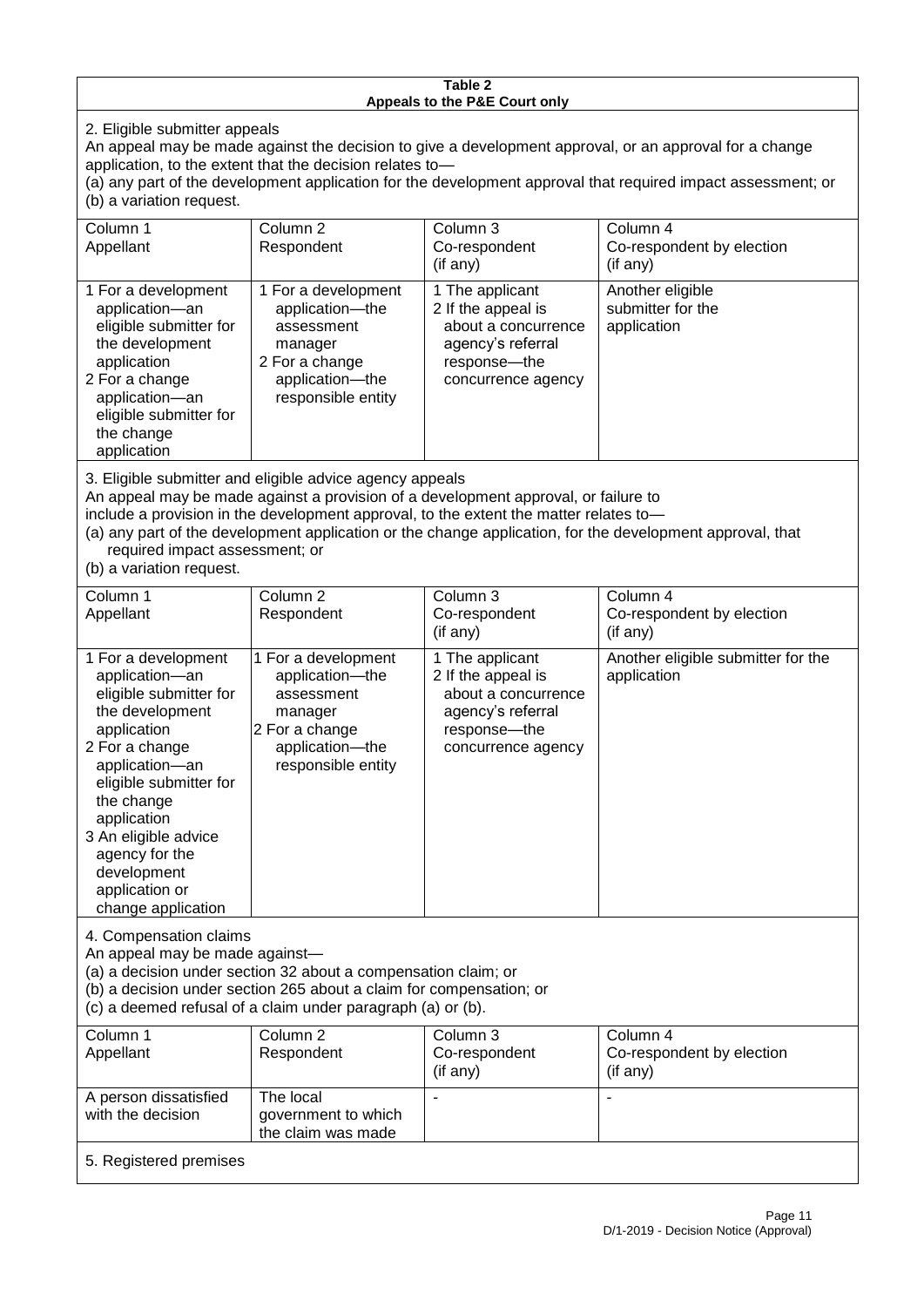**Table 2**
**Appeals to the P&E Court only**

2. Eligible submitter appeals

An appeal may be made against the decision to give a development approval, or an approval for a change application, to the extent that the decision relates to—
(a) any part of the development application for the development approval that required impact assessment; or
(b) a variation request.

| Column 1 Appellant | Column 2 Respondent | Column 3 Co-respondent (if any) | Column 4 Co-respondent by election (if any) |
|---|---|---|---|
| 1 For a development application—an eligible submitter for the development application<br>2 For a change application—an eligible submitter for the change application | 1 For a development application—the assessment manager<br>2 For a change application—the responsible entity | 1 The applicant<br>2 If the appeal is about a concurrence agency's referral response—the concurrence agency | Another eligible submitter for the application |

3. Eligible submitter and eligible advice agency appeals

An appeal may be made against a provision of a development approval, or failure to include a provision in the development approval, to the extent the matter relates to—
(a) any part of the development application or the change application, for the development approval, that required impact assessment; or
(b) a variation request.

| Column 1 Appellant | Column 2 Respondent | Column 3 Co-respondent (if any) | Column 4 Co-respondent by election (if any) |
|---|---|---|---|
| 1 For a development application—an eligible submitter for the development application<br>2 For a change application—an eligible submitter for the change application<br>3 An eligible advice agency for the development application or change application | 1 For a development application—the assessment manager<br>2 For a change application—the responsible entity | 1 The applicant<br>2 If the appeal is about a concurrence agency's referral response—the concurrence agency | Another eligible submitter for the application |

4. Compensation claims

An appeal may be made against—
(a) a decision under section 32 about a compensation claim; or
(b) a decision under section 265 about a claim for compensation; or
(c) a deemed refusal of a claim under paragraph (a) or (b).

| Column 1 Appellant | Column 2 Respondent | Column 3 Co-respondent (if any) | Column 4 Co-respondent by election (if any) |
|---|---|---|---|
| A person dissatisfied with the decision | The local government to which the claim was made | - | - |

5. Registered premises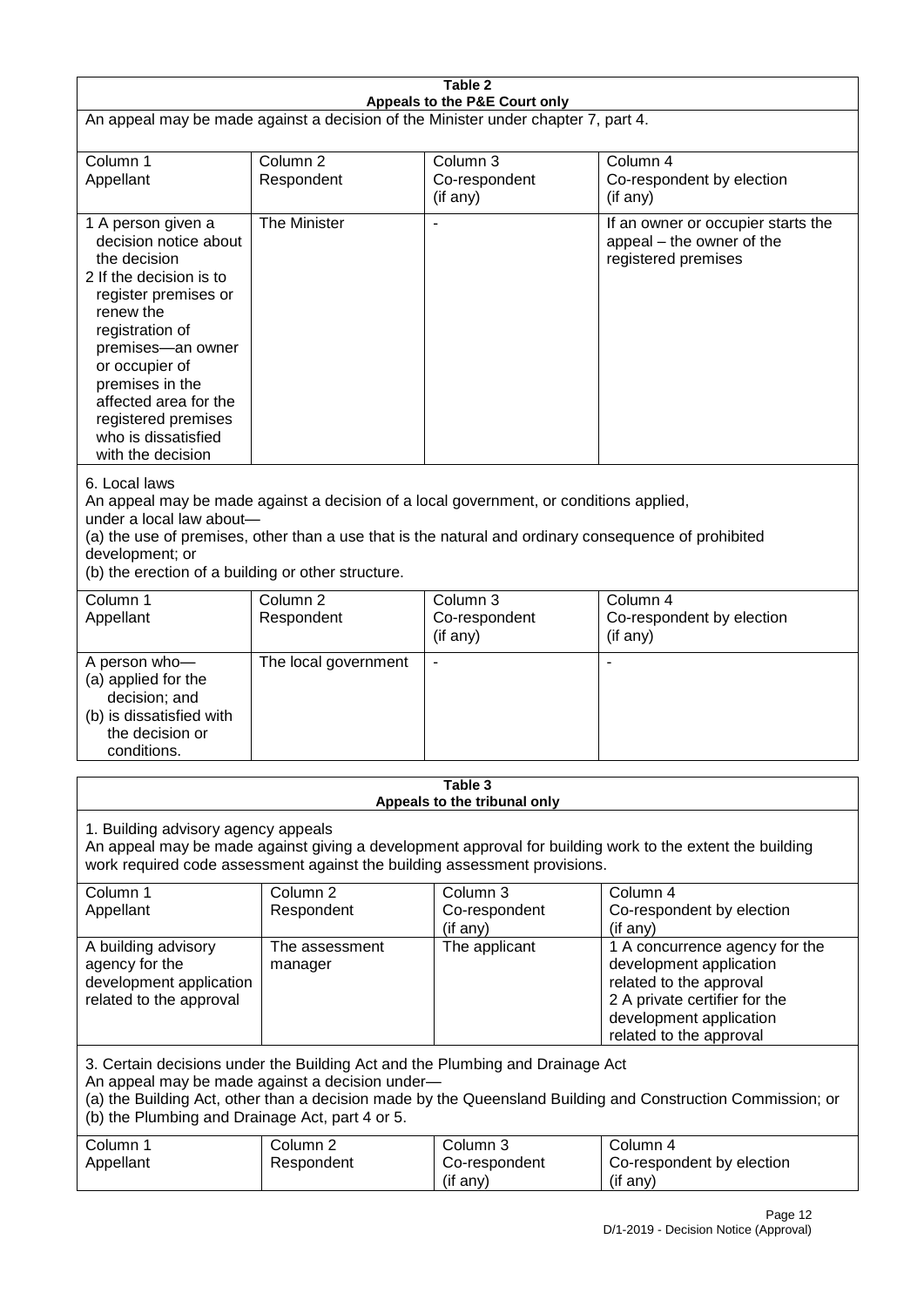**Table 2**
**Appeals to the P&E Court only**

An appeal may be made against a decision of the Minister under chapter 7, part 4.

| Column 1<br>Appellant | Column 2<br>Respondent | Column 3<br>Co-respondent<br>(if any) | Column 4<br>Co-respondent by election<br>(if any) |
|---|---|---|---|
| 1 A person given a decision notice about the decision<br>2 If the decision is to register premises or renew the registration of premises—an owner or occupier of premises in the affected area for the registered premises who is dissatisfied with the decision | The Minister | - | If an owner or occupier starts the appeal – the owner of the registered premises |

6. Local laws

An appeal may be made against a decision of a local government, or conditions applied, under a local law about—

(a) the use of premises, other than a use that is the natural and ordinary consequence of prohibited development; or

(b) the erection of a building or other structure.

| Column 1<br>Appellant | Column 2<br>Respondent | Column 3<br>Co-respondent<br>(if any) | Column 4<br>Co-respondent by election<br>(if any) |
|---|---|---|---|
| A person who—<br>(a) applied for the decision; and<br>(b) is dissatisfied with the decision or conditions. | The local government | - | - |

**Table 3**
**Appeals to the tribunal only**

1. Building advisory agency appeals

An appeal may be made against giving a development approval for building work to the extent the building work required code assessment against the building assessment provisions.

| Column 1<br>Appellant | Column 2<br>Respondent | Column 3<br>Co-respondent<br>(if any) | Column 4<br>Co-respondent by election<br>(if any) |
|---|---|---|---|
| A building advisory agency for the development application related to the approval | The assessment manager | The applicant | 1 A concurrence agency for the development application related to the approval<br>2 A private certifier for the development application related to the approval |

3. Certain decisions under the Building Act and the Plumbing and Drainage Act

An appeal may be made against a decision under—

(a) the Building Act, other than a decision made by the Queensland Building and Construction Commission; or

(b) the Plumbing and Drainage Act, part 4 or 5.

| Column 1<br>Appellant | Column 2<br>Respondent | Column 3<br>Co-respondent<br>(if any) | Column 4<br>Co-respondent by election<br>(if any) |
|---|---|---|---|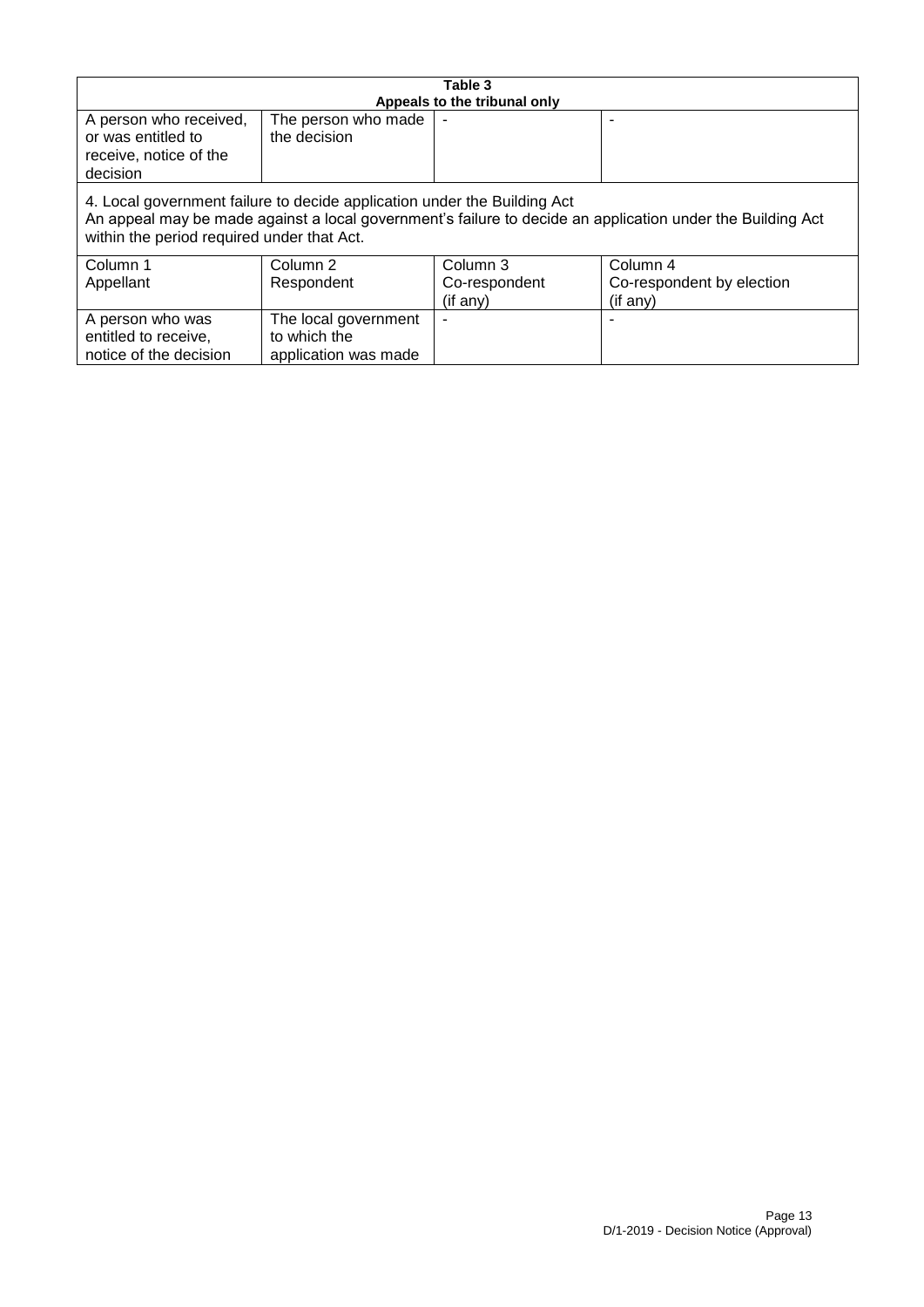| Table 3 Appeals to the tribunal only | | | |
|---|---|---|---|
| A person who received, or was entitled to receive, notice of the decision | The person who made the decision | - | - |
| 4. Local government failure to decide application under the Building Act An appeal may be made against a local government's failure to decide an application under the Building Act within the period required under that Act. | | | |
| Column 1 Appellant | Column 2 Respondent | Column 3 Co-respondent (if any) | Column 4 Co-respondent by election (if any) |
| A person who was entitled to receive, notice of the decision | The local government to which the application was made | - | - |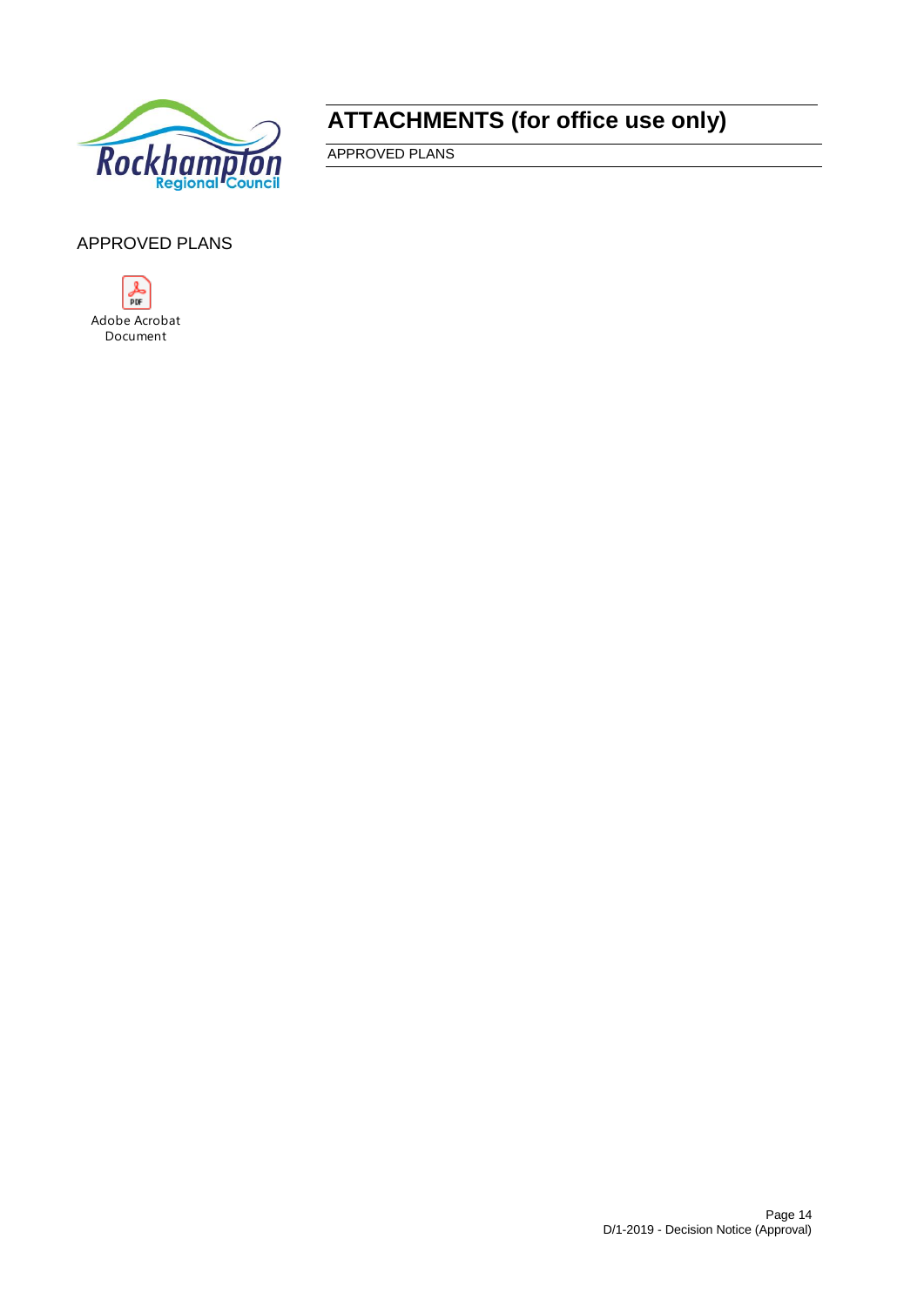# ATTACHMENTS (for office use only)

APPROVED PLANS

APPROVED PLANS

Adobe Acrobat Document